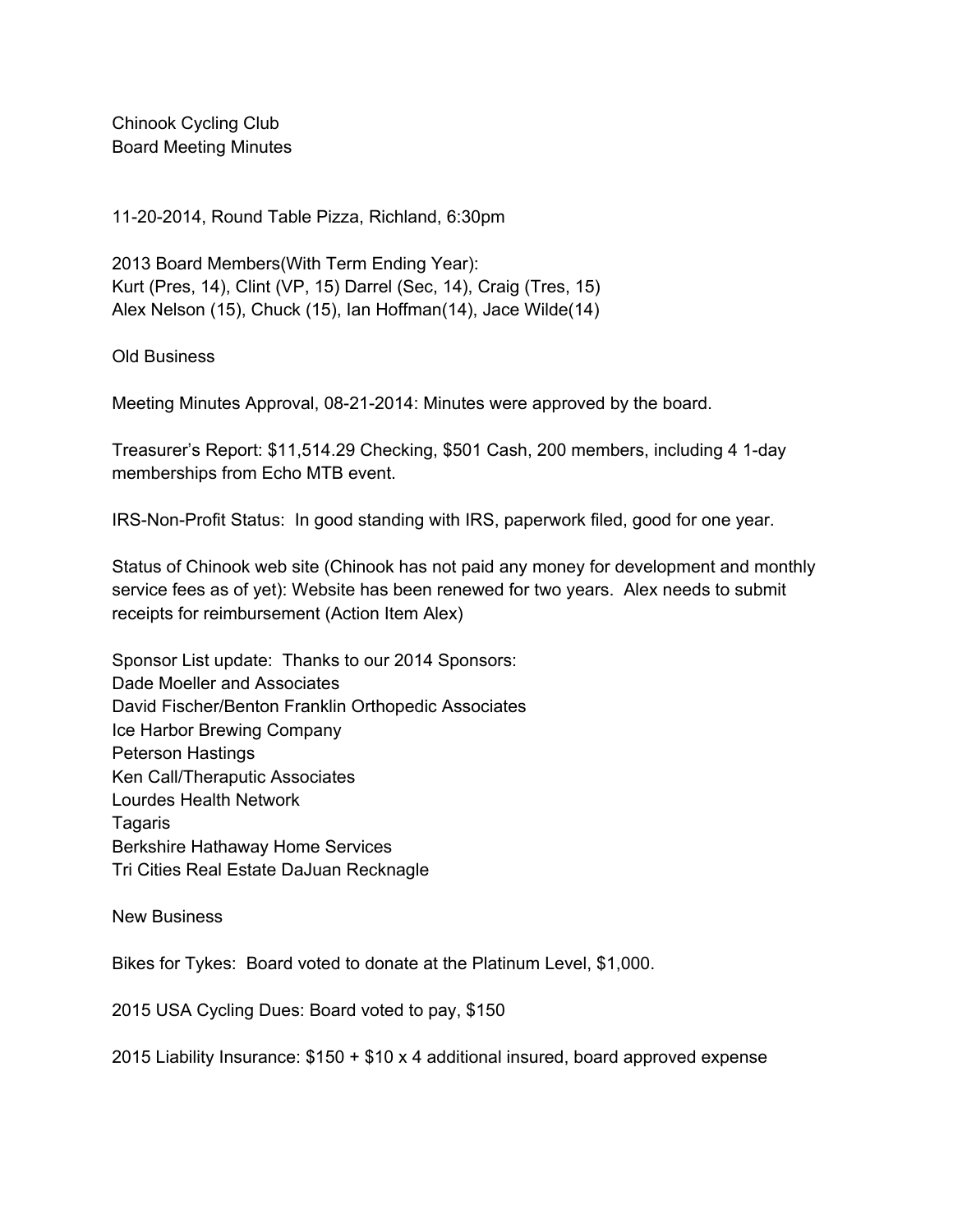Chinook Cycling Club
Board Meeting Minutes

11-20-2014, Round Table Pizza, Richland, 6:30pm

2013 Board Members(With Term Ending Year):
Kurt (Pres, 14), Clint (VP, 15) Darrel (Sec, 14), Craig (Tres, 15)
Alex Nelson (15), Chuck (15), Ian Hoffman(14), Jace Wilde(14)

Old Business

Meeting Minutes Approval, 08-21-2014: Minutes were approved by the board.

Treasurer's Report: $11,514.29 Checking, $501 Cash, 200 members, including 4 1-day memberships from Echo MTB event.

IRS-Non-Profit Status: In good standing with IRS, paperwork filed, good for one year.

Status of Chinook web site (Chinook has not paid any money for development and monthly service fees as of yet): Website has been renewed for two years. Alex needs to submit receipts for reimbursement (Action Item Alex)

Sponsor List update: Thanks to our 2014 Sponsors:
Dade Moeller and Associates
David Fischer/Benton Franklin Orthopedic Associates
Ice Harbor Brewing Company
Peterson Hastings
Ken Call/Theraputic Associates
Lourdes Health Network
Tagaris
Berkshire Hathaway Home Services
Tri Cities Real Estate DaJuan Recknagle

New Business

Bikes for Tykes: Board voted to donate at the Platinum Level, $1,000.

2015 USA Cycling Dues: Board voted to pay, $150

2015 Liability Insurance: $150 + $10 x 4 additional insured, board approved expense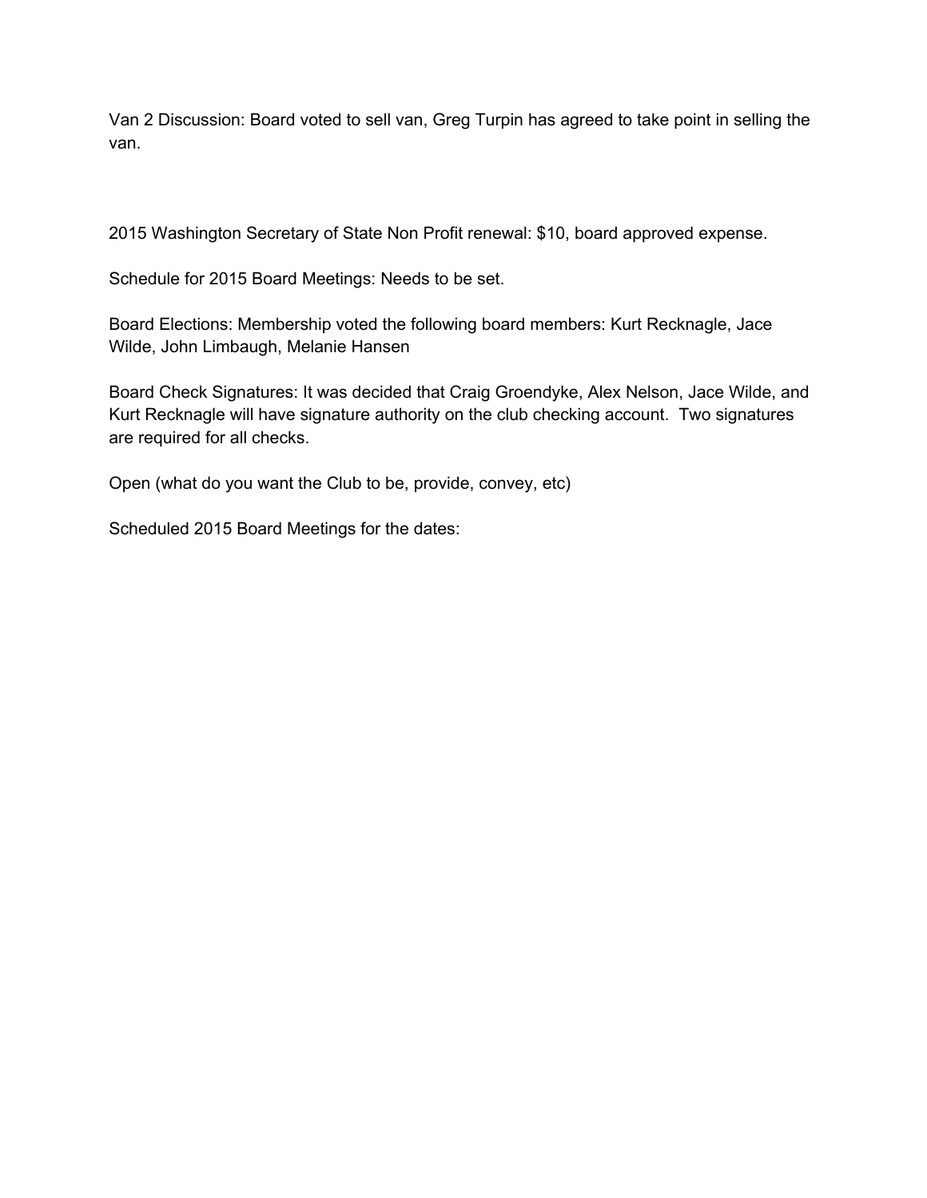Van 2 Discussion: Board voted to sell van, Greg Turpin has agreed to take point in selling the van.

2015 Washington Secretary of State Non Profit renewal: $10, board approved expense.

Schedule for 2015 Board Meetings: Needs to be set.

Board Elections: Membership voted the following board members: Kurt Recknagle, Jace Wilde, John Limbaugh, Melanie Hansen

Board Check Signatures: It was decided that Craig Groendyke, Alex Nelson, Jace Wilde, and Kurt Recknagle will have signature authority on the club checking account. Two signatures are required for all checks.

Open (what do you want the Club to be, provide, convey, etc)

Scheduled 2015 Board Meetings for the dates: